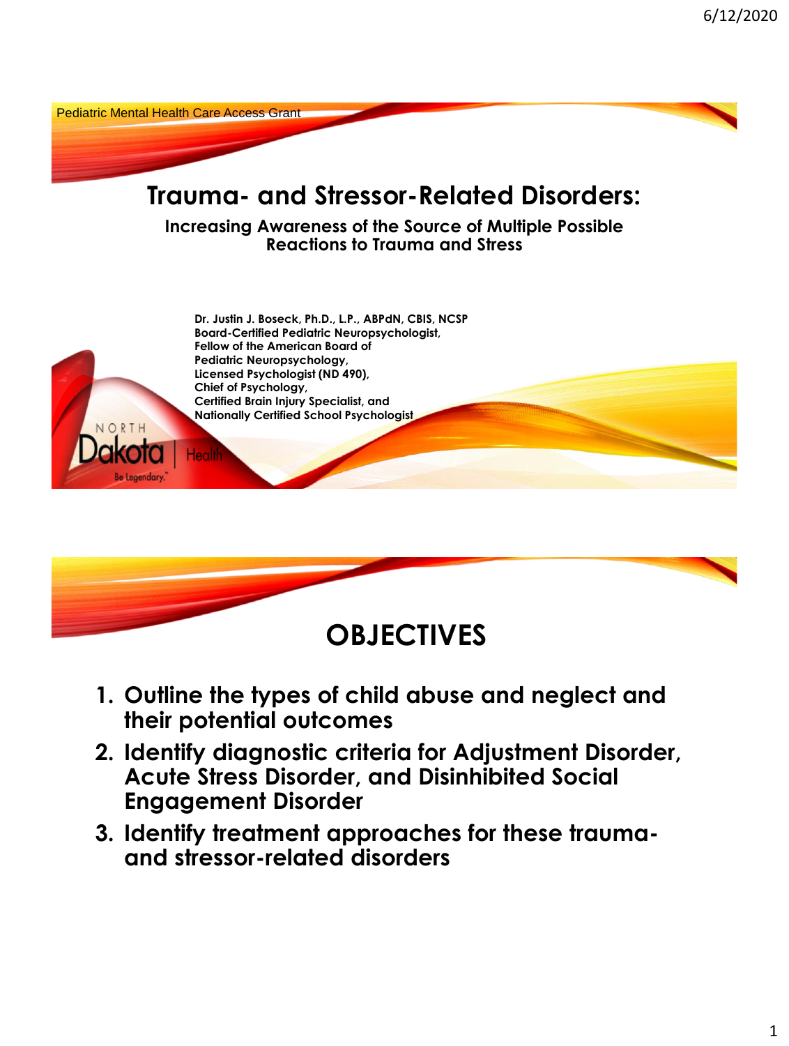Pediatric Mental Health Care Access Grant

# Trauma- and Stressor-Related Disorders:

### Increasing Awareness of the Source of Multiple Possible Reactions to Trauma and Stress

**Dr. Justin J. Boseck, Ph.D., L.P., ABPdN, CBIS, NCSP**
**Board-Certified Pediatric Neuropsychologist,**
**Fellow of the American Board of Pediatric Neuropsychology,**
**Licensed Psychologist (ND 490),**
**Chief of Psychology,**
**Certified Brain Injury Specialist, and**
**Nationally Certified School Psychologist**

NORTH Dakota | Health
Be Legendary.

# OBJECTIVES

1. **Outline the types of child abuse and neglect and their potential outcomes**
2. **Identify diagnostic criteria for Adjustment Disorder, Acute Stress Disorder, and Disinhibited Social Engagement Disorder**
3. **Identify treatment approaches for these trauma- and stressor-related disorders**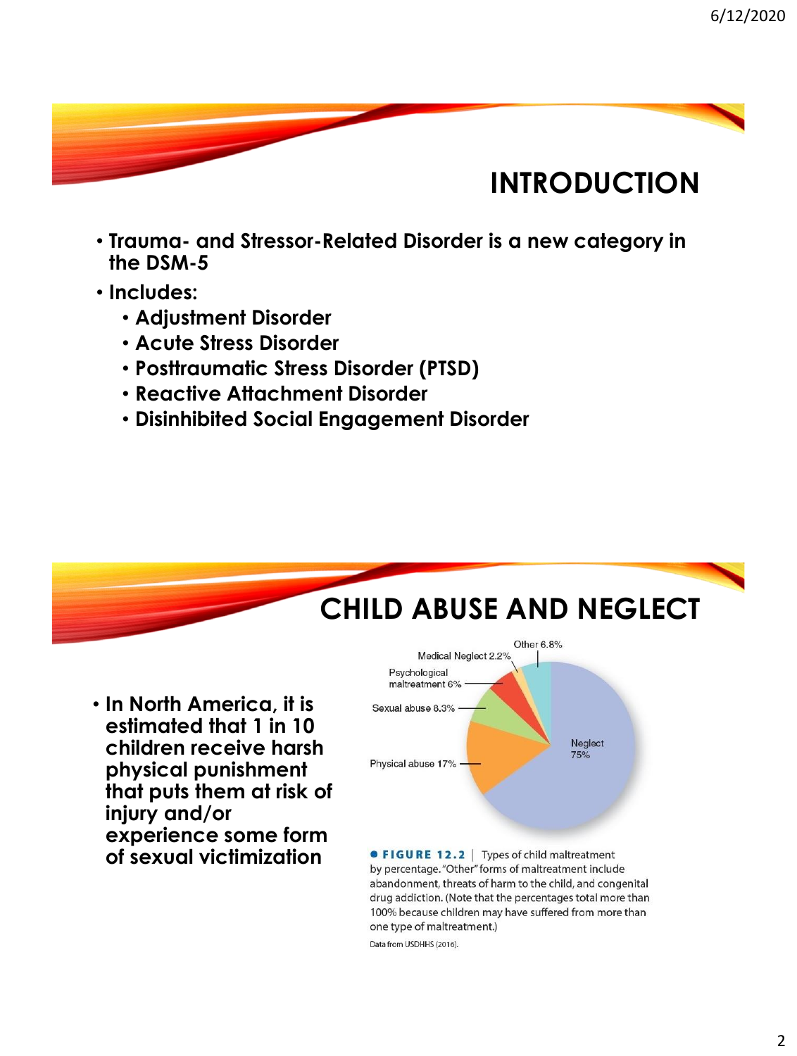## INTRODUCTION

- Trauma- and Stressor-Related Disorder is a new category in the DSM-5
- Includes:
  - Adjustment Disorder
  - Acute Stress Disorder
  - Posttraumatic Stress Disorder (PTSD)
  - Reactive Attachment Disorder
  - Disinhibited Social Engagement Disorder

## CHILD ABUSE AND NEGLECT

- In North America, it is estimated that 1 in 10 children receive harsh physical punishment that puts them at risk of injury and/or experience some form of sexual victimization

Other 6.8%
Medical Neglect 2.2%
Psychological maltreatment 6%
Sexual abuse 8.3%
Physical abuse 17%
Neglect 75%

**FIGURE 12.2** | Types of child maltreatment by percentage. "Other" forms of maltreatment include abandonment, threats of harm to the child, and congenital drug addiction. (Note that the percentages total more than 100% because children may have suffered from more than one type of maltreatment.)

Data from USDHHS (2016).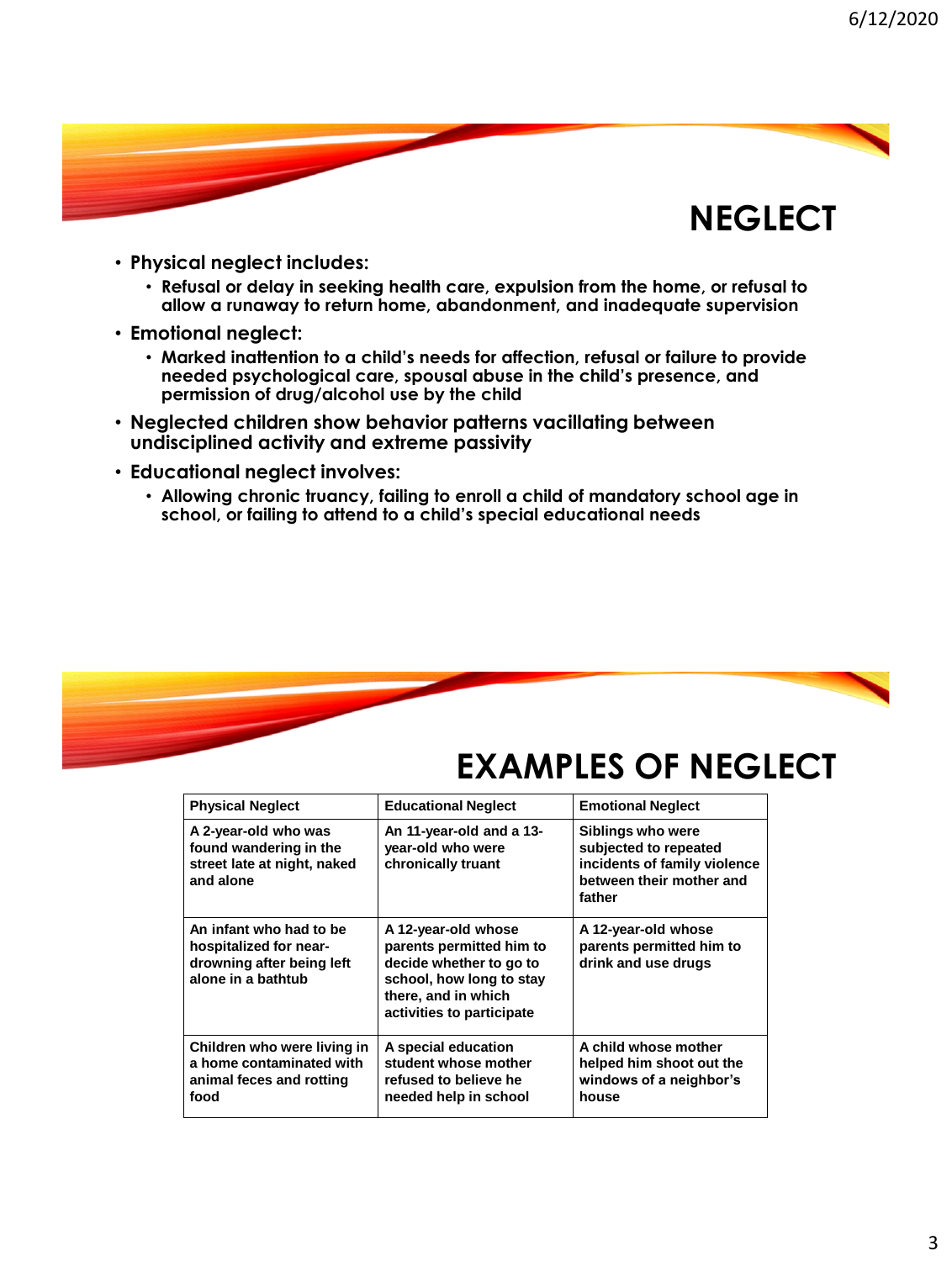# NEGLECT

- **Physical neglect includes:**
  - **Refusal or delay in seeking health care, expulsion from the home, or refusal to allow a runaway to return home, abandonment, and inadequate supervision**
- **Emotional neglect:**
  - **Marked inattention to a child's needs for affection, refusal or failure to provide needed psychological care, spousal abuse in the child's presence, and permission of drug/alcohol use by the child**
- **Neglected children show behavior patterns vacillating between undisciplined activity and extreme passivity**
- **Educational neglect involves:**
  - **Allowing chronic truancy, failing to enroll a child of mandatory school age in school, or failing to attend to a child's special educational needs**

# EXAMPLES OF NEGLECT

| Physical Neglect | Educational Neglect | Emotional Neglect |
|---|---|---|
| A 2-year-old who was found wandering in the street late at night, naked and alone | An 11-year-old and a 13-year-old who were chronically truant | Siblings who were subjected to repeated incidents of family violence between their mother and father |
| An infant who had to be hospitalized for near-drowning after being left alone in a bathtub | A 12-year-old whose parents permitted him to decide whether to go to school, how long to stay there, and in which activities to participate | A 12-year-old whose parents permitted him to drink and use drugs |
| Children who were living in a home contaminated with animal feces and rotting food | A special education student whose mother refused to believe he needed help in school | A child whose mother helped him shoot out the windows of a neighbor's house |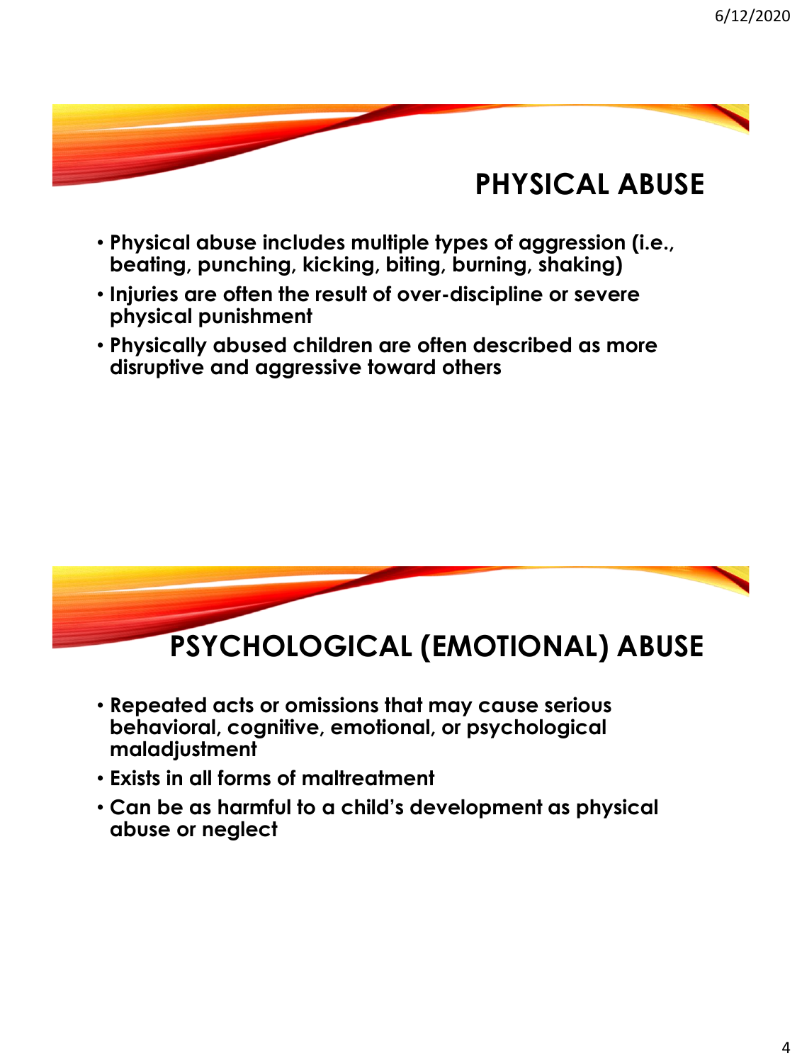# PHYSICAL ABUSE

- **Physical abuse includes multiple types of aggression (i.e., beating, punching, kicking, biting, burning, shaking)**
- **Injuries are often the result of over-discipline or severe physical punishment**
- **Physically abused children are often described as more disruptive and aggressive toward others**

# PSYCHOLOGICAL (EMOTIONAL) ABUSE

- **Repeated acts or omissions that may cause serious behavioral, cognitive, emotional, or psychological maladjustment**
- **Exists in all forms of maltreatment**
- **Can be as harmful to a child's development as physical abuse or neglect**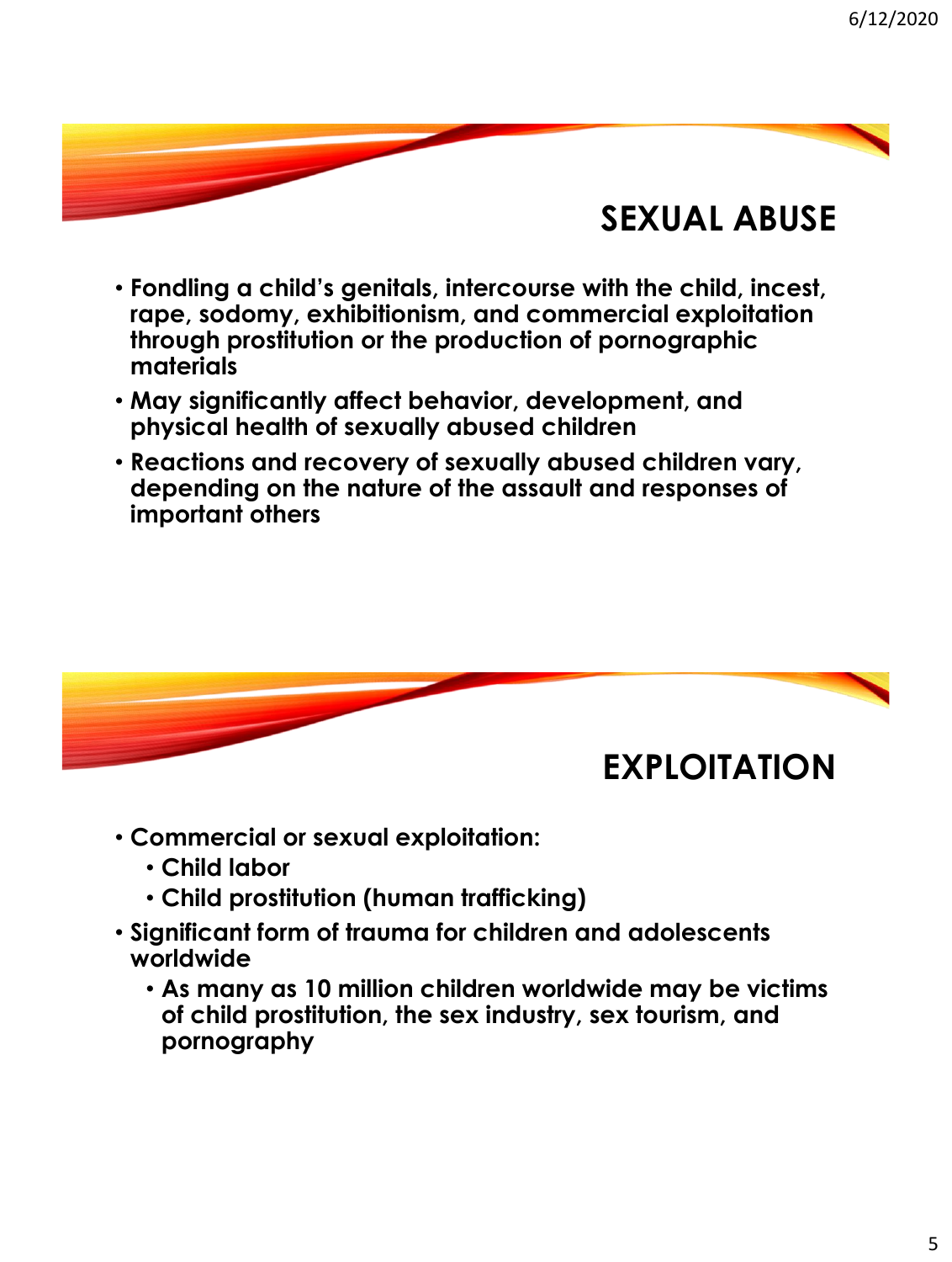## SEXUAL ABUSE

- Fondling a child's genitals, intercourse with the child, incest, rape, sodomy, exhibitionism, and commercial exploitation through prostitution or the production of pornographic materials
- May significantly affect behavior, development, and physical health of sexually abused children
- Reactions and recovery of sexually abused children vary, depending on the nature of the assault and responses of important others

## EXPLOITATION

- Commercial or sexual exploitation:
  - Child labor
  - Child prostitution (human trafficking)
- Significant form of trauma for children and adolescents worldwide
  - As many as 10 million children worldwide may be victims of child prostitution, the sex industry, sex tourism, and pornography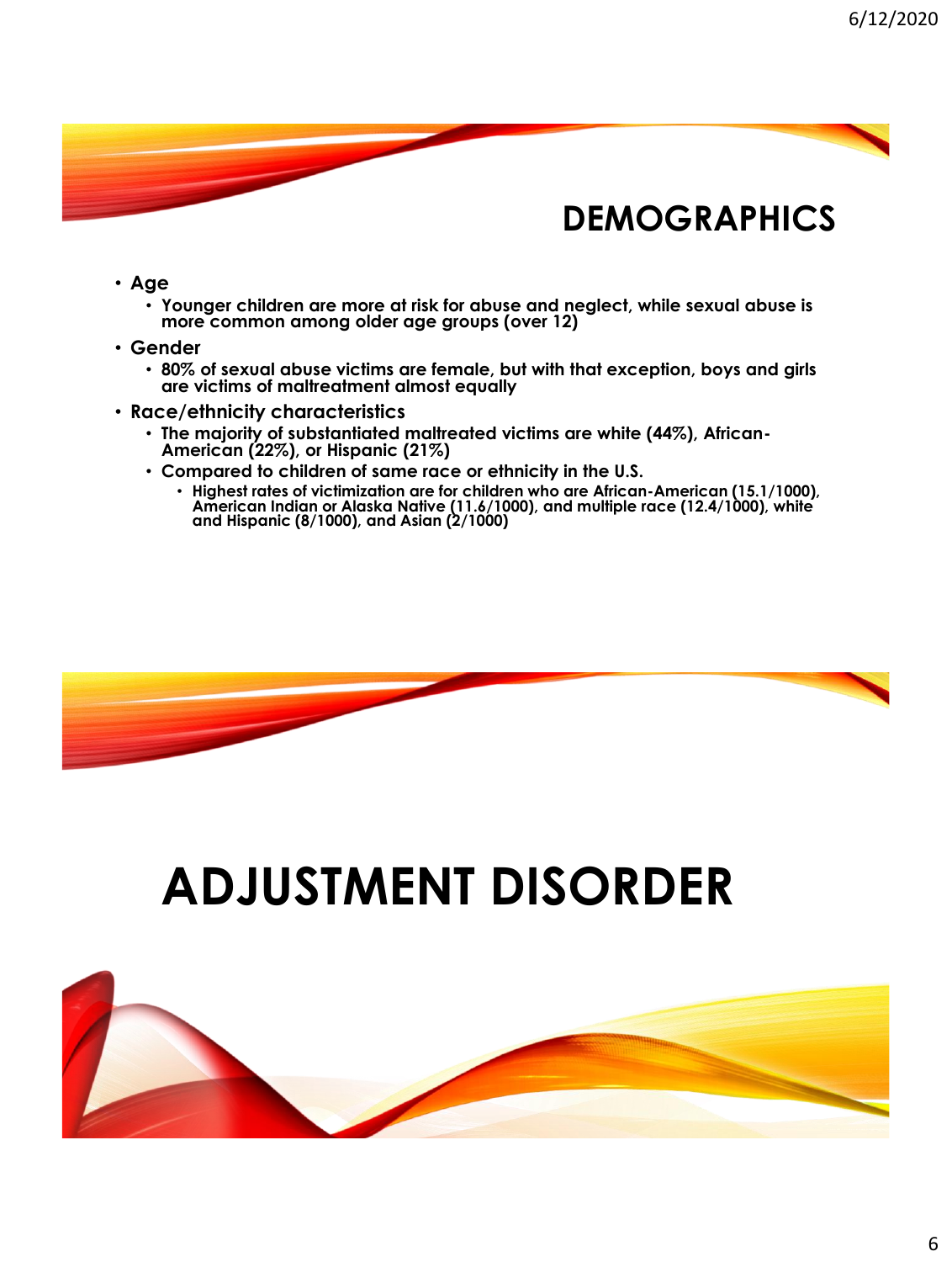## DEMOGRAPHICS

- Age
  - Younger children are more at risk for abuse and neglect, while sexual abuse is more common among older age groups (over 12)
- Gender
  - 80% of sexual abuse victims are female, but with that exception, boys and girls are victims of maltreatment almost equally
- Race/ethnicity characteristics
  - The majority of substantiated maltreated victims are white (44%), African-American (22%), or Hispanic (21%)
  - Compared to children of same race or ethnicity in the U.S.
    - Highest rates of victimization are for children who are African-American (15.1/1000), American Indian or Alaska Native (11.6/1000), and multiple race (12.4/1000), white and Hispanic (8/1000), and Asian (2/1000)

# ADJUSTMENT DISORDER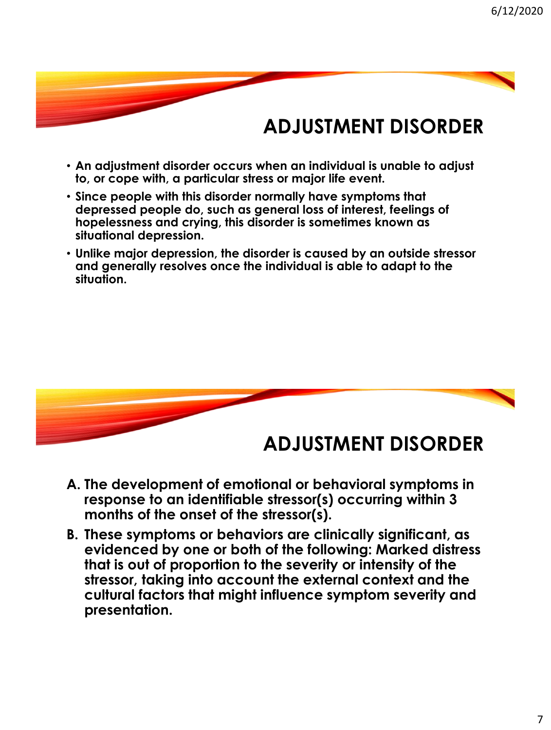# ADJUSTMENT DISORDER

- **An adjustment disorder occurs when an individual is unable to adjust to, or cope with, a particular stress or major life event.**
- **Since people with this disorder normally have symptoms that depressed people do, such as general loss of interest, feelings of hopelessness and crying, this disorder is sometimes known as situational depression.**
- **Unlike major depression, the disorder is caused by an outside stressor and generally resolves once the individual is able to adapt to the situation.**

# ADJUSTMENT DISORDER

**A. The development of emotional or behavioral symptoms in response to an identifiable stressor(s) occurring within 3 months of the onset of the stressor(s).**

**B. These symptoms or behaviors are clinically significant, as evidenced by one or both of the following: Marked distress that is out of proportion to the severity or intensity of the stressor, taking into account the external context and the cultural factors that might influence symptom severity and presentation.**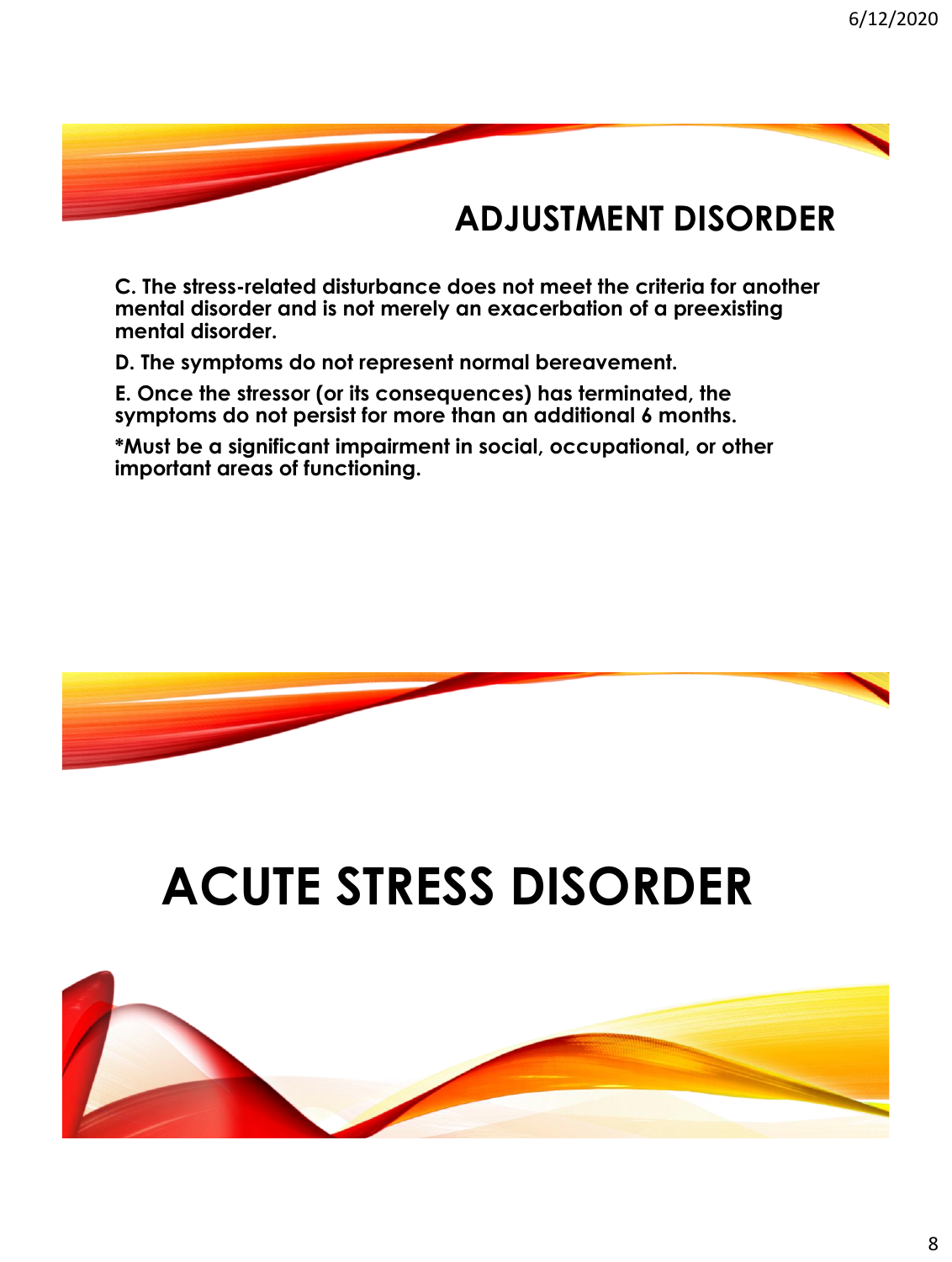## ADJUSTMENT DISORDER

**C. The stress-related disturbance does not meet the criteria for another mental disorder and is not merely an exacerbation of a preexisting mental disorder.**

**D. The symptoms do not represent normal bereavement.**

**E. Once the stressor (or its consequences) has terminated, the symptoms do not persist for more than an additional 6 months.**

***Must be a significant impairment in social, occupational, or other important areas of functioning.**

# ACUTE STRESS DISORDER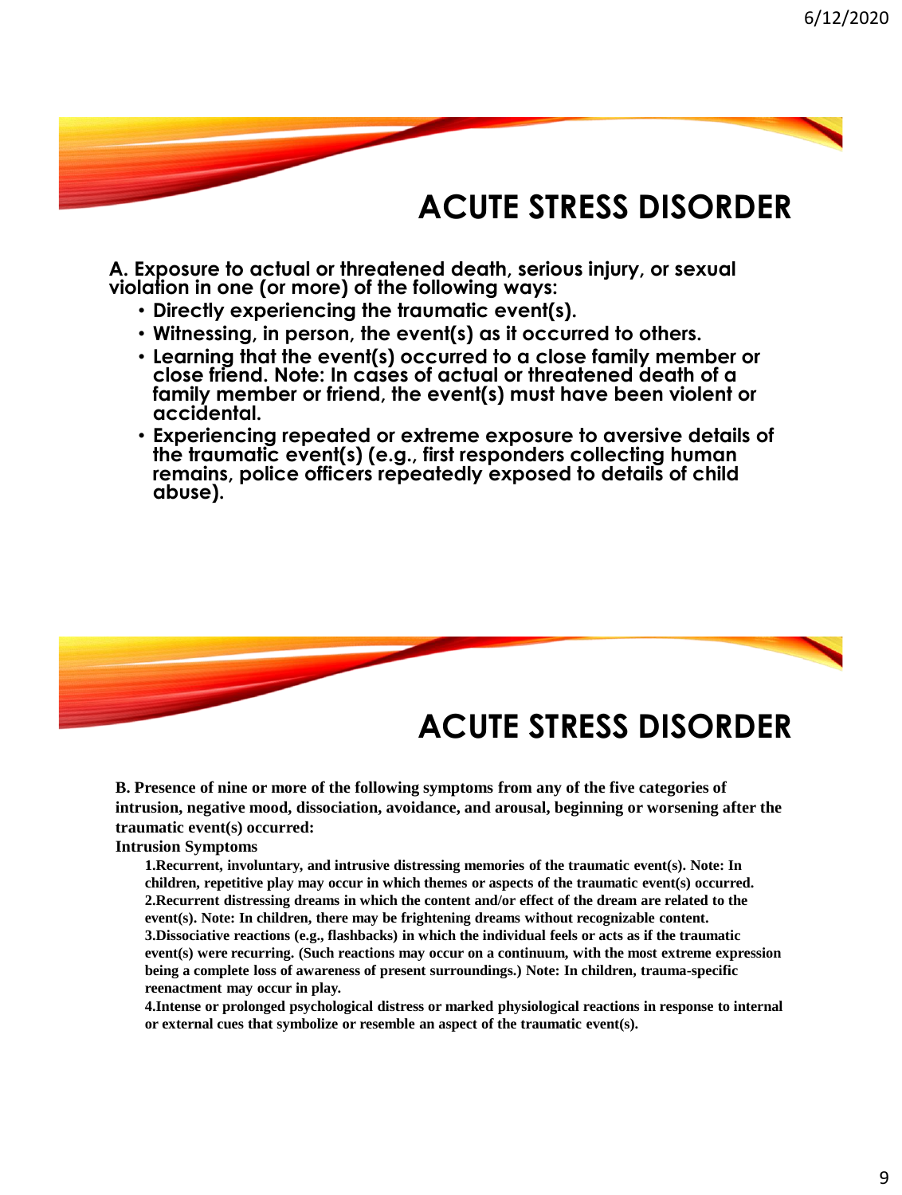# ACUTE STRESS DISORDER

**A. Exposure to actual or threatened death, serious injury, or sexual violation in one (or more) of the following ways:**

- **Directly experiencing the traumatic event(s).**
- **Witnessing, in person, the event(s) as it occurred to others.**
- **Learning that the event(s) occurred to a close family member or close friend. Note: In cases of actual or threatened death of a family member or friend, the event(s) must have been violent or accidental.**
- **Experiencing repeated or extreme exposure to aversive details of the traumatic event(s) (e.g., first responders collecting human remains, police officers repeatedly exposed to details of child abuse).**

# ACUTE STRESS DISORDER

**B. Presence of nine or more of the following symptoms from any of the five categories of intrusion, negative mood, dissociation, avoidance, and arousal, beginning or worsening after the traumatic event(s) occurred:**

**Intrusion Symptoms**

1. **Recurrent, involuntary, and intrusive distressing memories of the traumatic event(s). Note: In children, repetitive play may occur in which themes or aspects of the traumatic event(s) occurred.**
2. **Recurrent distressing dreams in which the content and/or effect of the dream are related to the event(s). Note: In children, there may be frightening dreams without recognizable content.**
3. **Dissociative reactions (e.g., flashbacks) in which the individual feels or acts as if the traumatic event(s) were recurring. (Such reactions may occur on a continuum, with the most extreme expression being a complete loss of awareness of present surroundings.) Note: In children, trauma-specific reenactment may occur in play.**
4. **Intense or prolonged psychological distress or marked physiological reactions in response to internal or external cues that symbolize or resemble an aspect of the traumatic event(s).**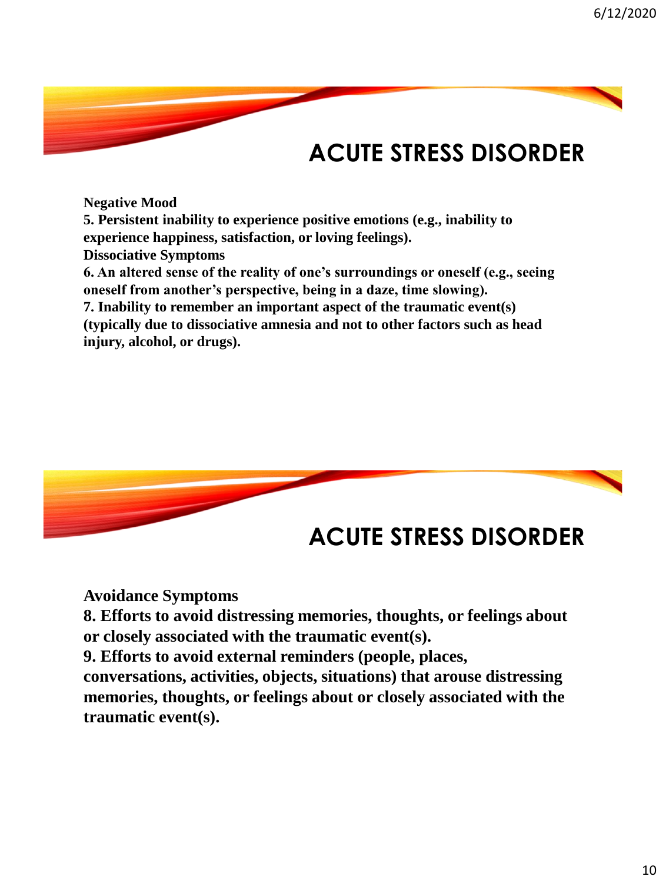# ACUTE STRESS DISORDER

**Negative Mood**

**5. Persistent inability to experience positive emotions (e.g., inability to experience happiness, satisfaction, or loving feelings).**

**Dissociative Symptoms**

**6. An altered sense of the reality of one's surroundings or oneself (e.g., seeing oneself from another's perspective, being in a daze, time slowing).**

**7. Inability to remember an important aspect of the traumatic event(s) (typically due to dissociative amnesia and not to other factors such as head injury, alcohol, or drugs).**

# ACUTE STRESS DISORDER

**Avoidance Symptoms**

**8. Efforts to avoid distressing memories, thoughts, or feelings about or closely associated with the traumatic event(s).**

**9. Efforts to avoid external reminders (people, places, conversations, activities, objects, situations) that arouse distressing memories, thoughts, or feelings about or closely associated with the traumatic event(s).**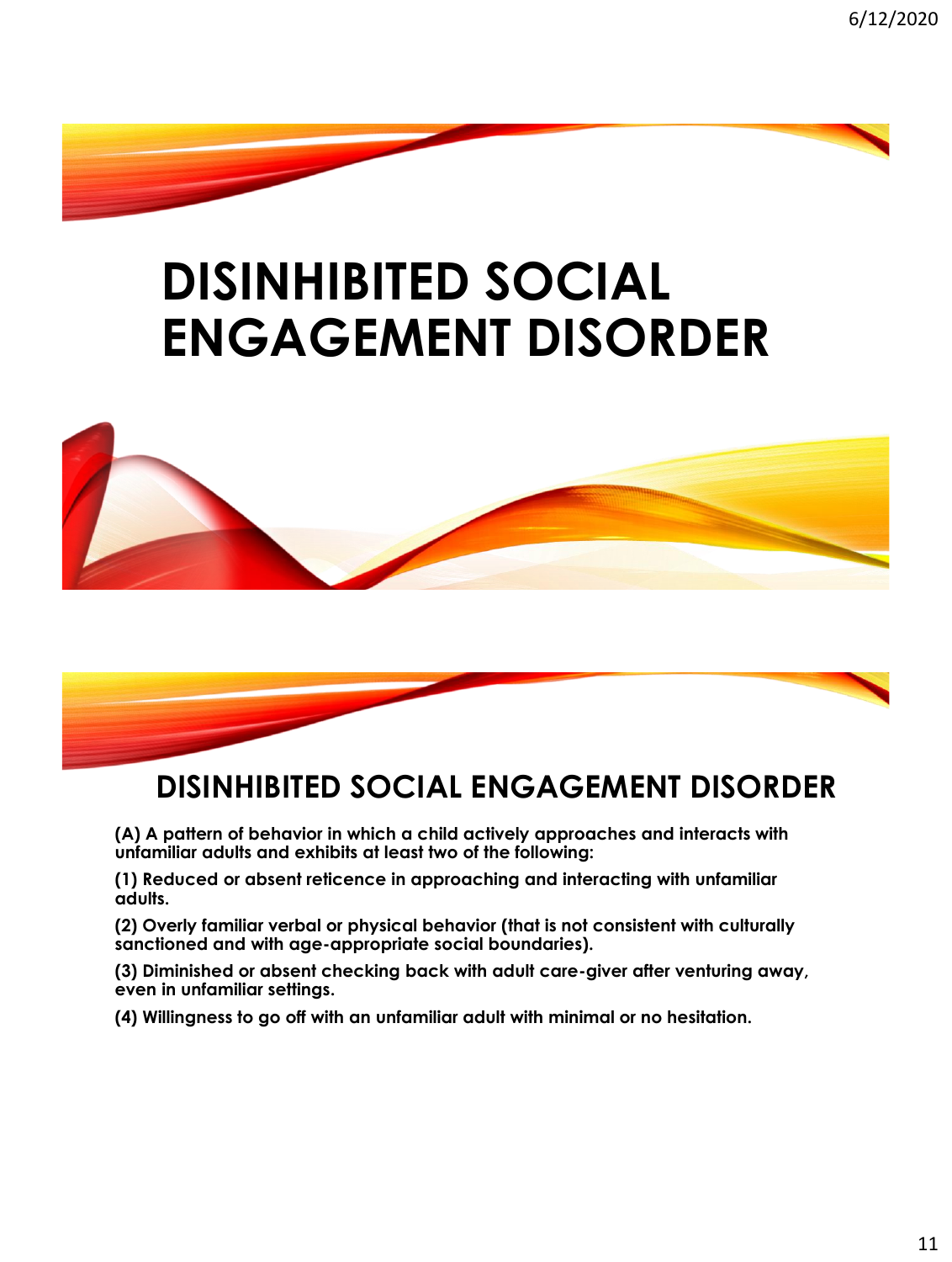# DISINHIBITED SOCIAL ENGAGEMENT DISORDER

## DISINHIBITED SOCIAL ENGAGEMENT DISORDER

**(A) A pattern of behavior in which a child actively approaches and interacts with unfamiliar adults and exhibits at least two of the following:**

**(1) Reduced or absent reticence in approaching and interacting with unfamiliar adults.**

**(2) Overly familiar verbal or physical behavior (that is not consistent with culturally sanctioned and with age-appropriate social boundaries).**

**(3) Diminished or absent checking back with adult care-giver after venturing away, even in unfamiliar settings.**

**(4) Willingness to go off with an unfamiliar adult with minimal or no hesitation.**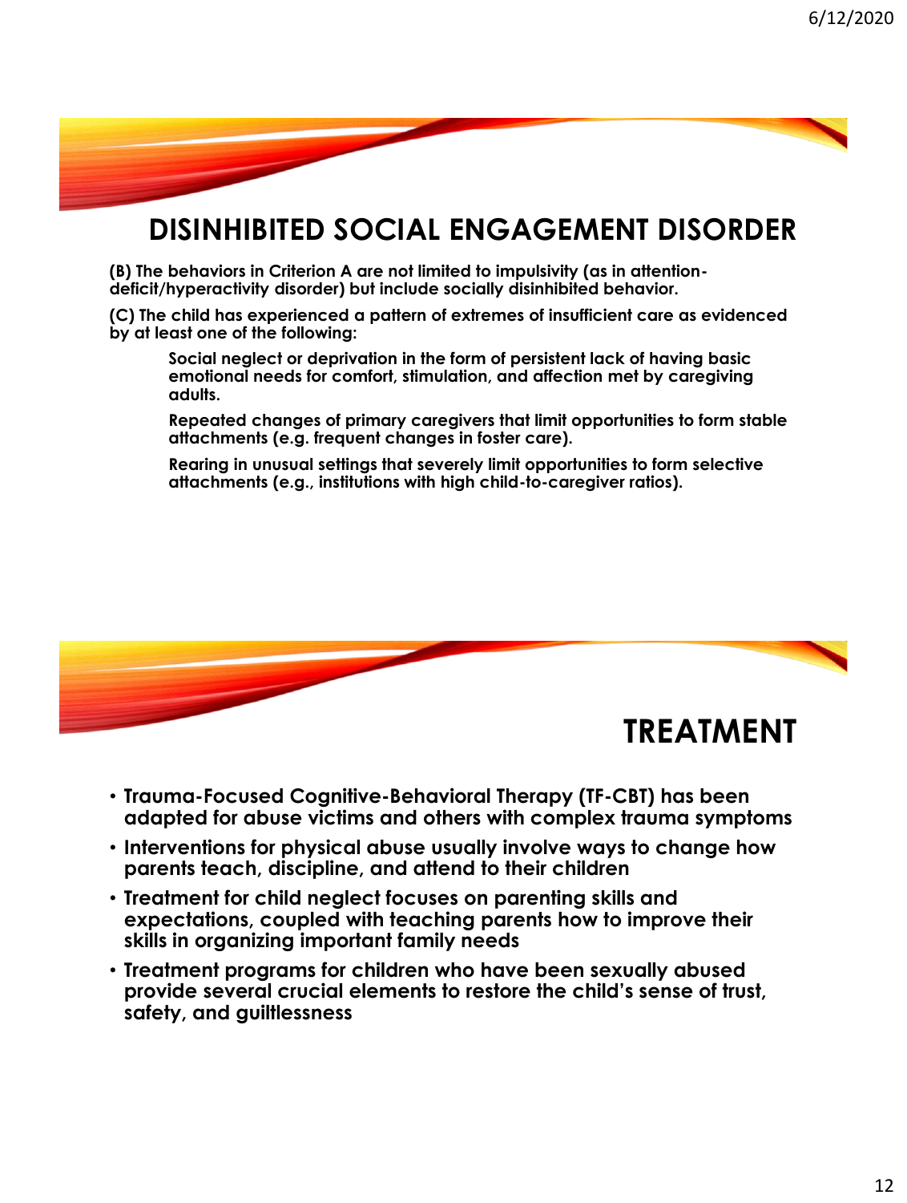## DISINHIBITED SOCIAL ENGAGEMENT DISORDER

**(B) The behaviors in Criterion A are not limited to impulsivity (as in attention-deficit/hyperactivity disorder) but include socially disinhibited behavior.**

**(C) The child has experienced a pattern of extremes of insufficient care as evidenced by at least one of the following:**

> **Social neglect or deprivation in the form of persistent lack of having basic emotional needs for comfort, stimulation, and affection met by caregiving adults.**
>
> **Repeated changes of primary caregivers that limit opportunities to form stable attachments (e.g. frequent changes in foster care).**
>
> **Rearing in unusual settings that severely limit opportunities to form selective attachments (e.g., institutions with high child-to-caregiver ratios).**

## TREATMENT

- **Trauma-Focused Cognitive-Behavioral Therapy (TF-CBT) has been adapted for abuse victims and others with complex trauma symptoms**
- **Interventions for physical abuse usually involve ways to change how parents teach, discipline, and attend to their children**
- **Treatment for child neglect focuses on parenting skills and expectations, coupled with teaching parents how to improve their skills in organizing important family needs**
- **Treatment programs for children who have been sexually abused provide several crucial elements to restore the child's sense of trust, safety, and guiltlessness**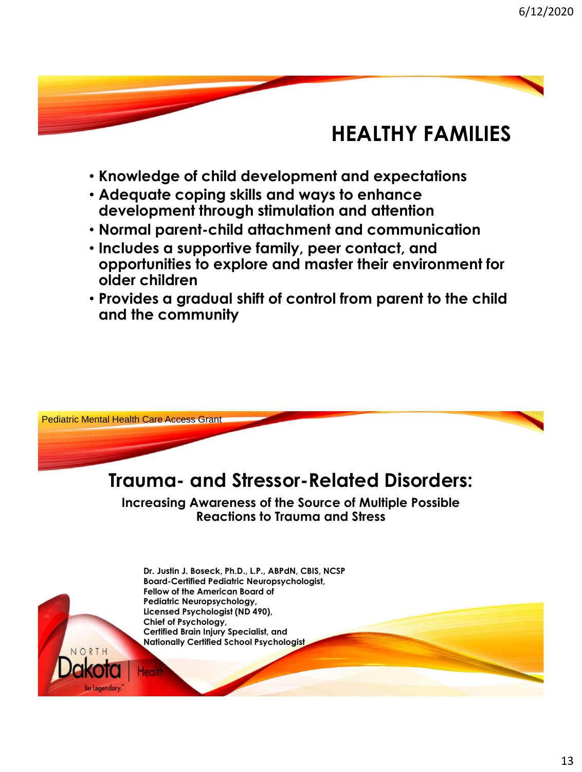# HEALTHY FAMILIES

- Knowledge of child development and expectations
- Adequate coping skills and ways to enhance development through stimulation and attention
- Normal parent-child attachment and communication
- Includes a supportive family, peer contact, and opportunities to explore and master their environment for older children
- Provides a gradual shift of control from parent to the child and the community

Pediatric Mental Health Care Access Grant

# Trauma- and Stressor-Related Disorders:

## Increasing Awareness of the Source of Multiple Possible Reactions to Trauma and Stress

**Dr. Justin J. Boseck, Ph.D., L.P., ABPdN, CBIS, NCSP**
**Board-Certified Pediatric Neuropsychologist,**
**Fellow of the American Board of Pediatric Neuropsychology,**
**Licensed Psychologist (ND 490),**
**Chief of Psychology,**
**Certified Brain Injury Specialist, and**
**Nationally Certified School Psychologist**

NORTH Dakota | Health
Be Legendary.™